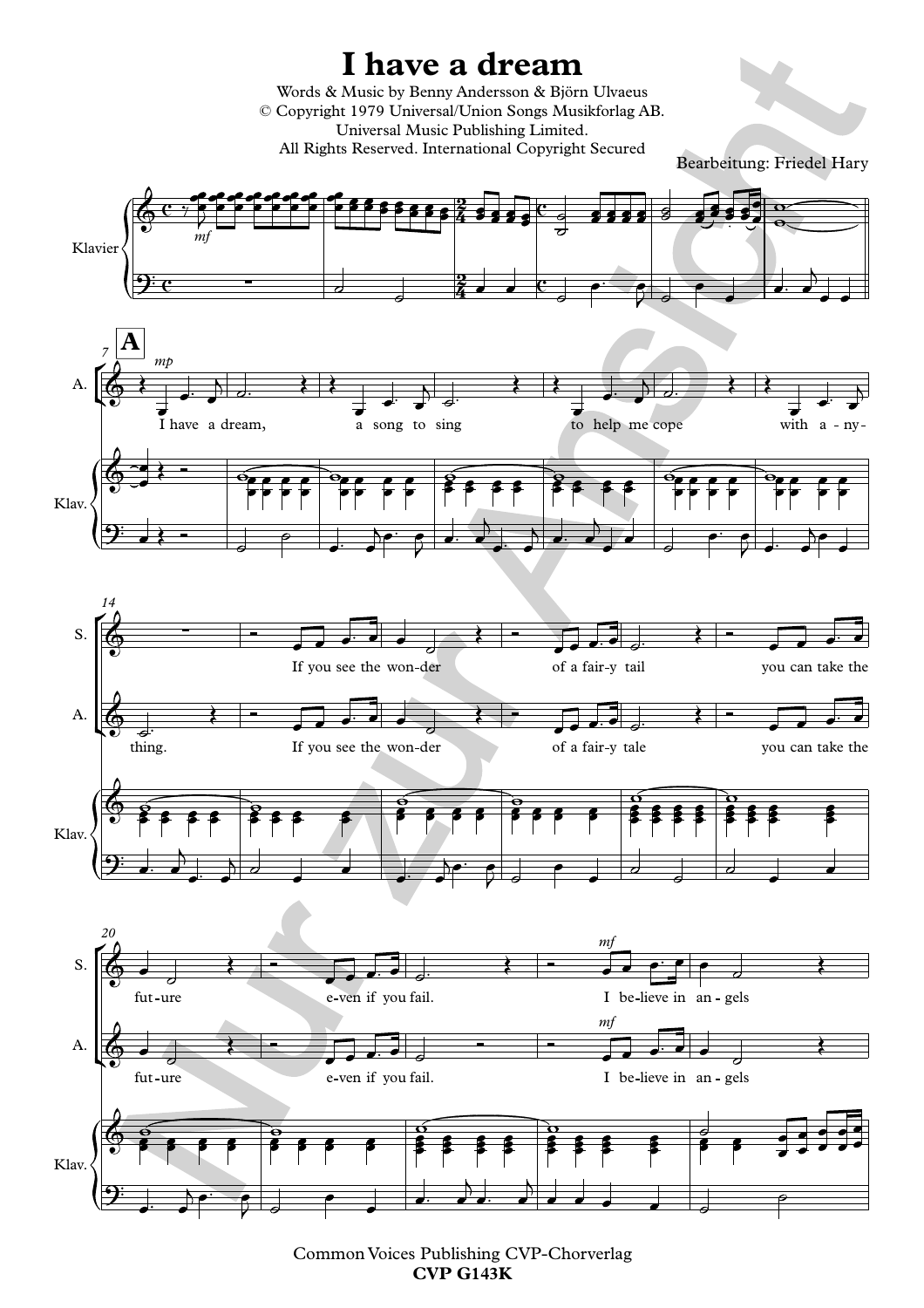# I have a dream

Words & Music by Benny Andersson & Björn Ulvaeus
© Copyright 1979 Universal/Union Songs Musikforlag AB.
Universal Music Publishing Limited.
All Rights Reserved. International Copyright Secured

Bearbeitung: Friedel Hary

Klavier

**A**

A.: I have a dream, a song to sing to help me cope with a-ny-

S.: If you see the won-der of a fair-y tail you can take the

A.: thing. If you see the won-der of a fair-y tale you can take the

S.: fut-ure e-ven if you fail. I be-lieve in an-gels

A.: fut-ure e-ven if you fail. I be-lieve in an-gels

Common Voices Publishing CVP-Chorverlag
**CVP G143K**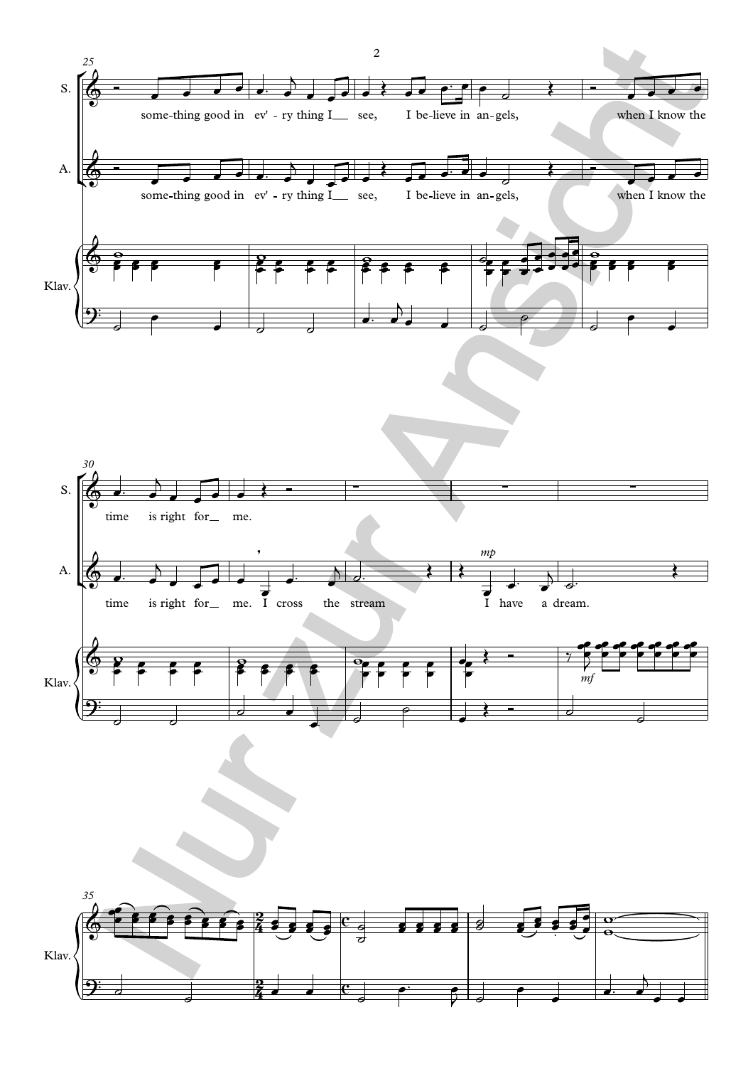25

S.

some-thing good in ev' - ry thing I__ see, I be-lieve in an-gels, when I know the

A.

some-thing good in ev' - ry thing I__ see, I be-lieve in an-gels, when I know the

Klav.

30

S.

time is right for__ me.

A.

time is right for__ me. I cross the stream I have a dream.

*mp*

Klav.

*mf*

35

Klav.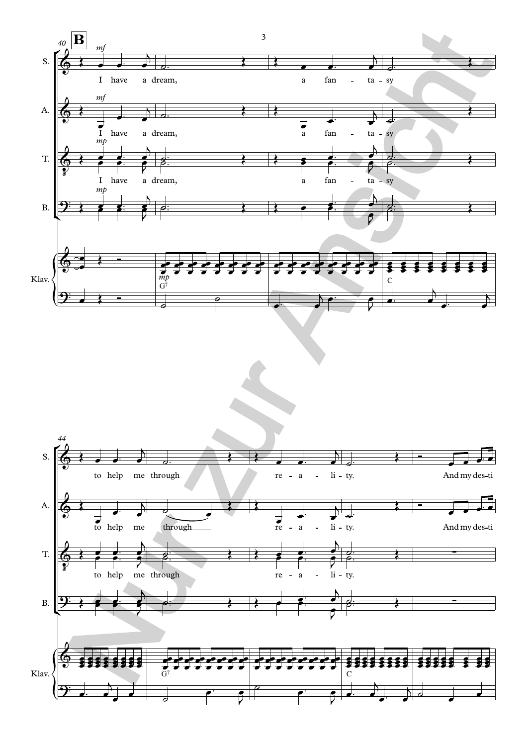**B**

40

S.: I have a dream, a fan - ta - sy

A.: I have a dream, a fan - ta - sy

T.: I have a dream, a fan - ta - sy

B.

Klav.: G7 C

44

S.: to help me through re - a - li - ty. And my des-ti

A.: to help me through re - a - li - ty. And my des-ti

T.: to help me through re - a - li - ty.

B.

Klav.: G7 C

Nur zur Ansicht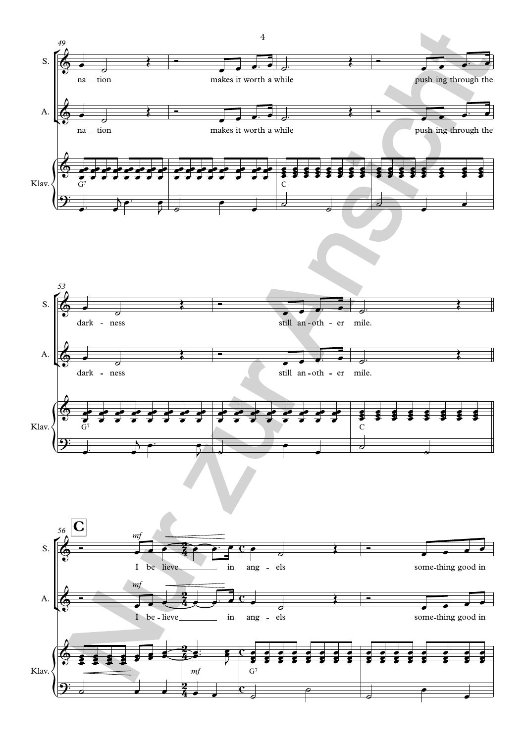49

S.
na - tion makes it worth a while push-ing through the

A.
na - tion makes it worth a while push-ing through the

Klav.
G7 C

53

S.
dark - ness still an - oth - er mile.

A.
dark - ness still an - oth - er mile.

Klav.
G7 C

56 **C**

S.
*mf*
I be lieve in ang - els some-thing good in

A.
*mf*
I be - lieve in ang - els some-thing good in

Klav.
*mf* G7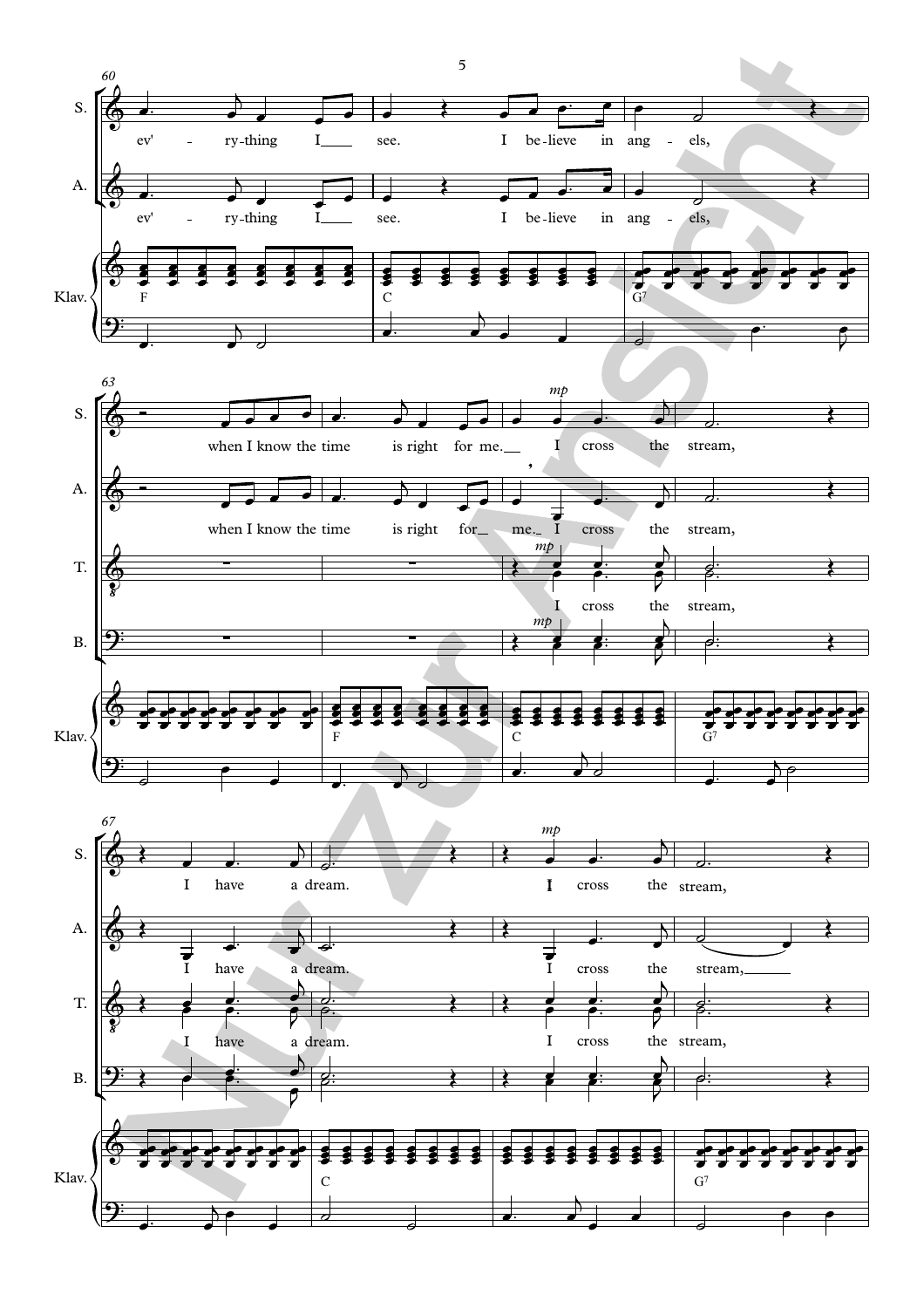60

S. ev' - ry-thing I___ see. I be-lieve in ang - els,

A. ev' - ry-thing I___ see. I be-lieve in ang - els,

Klav. F C G7

63

S. when I know the time is right for me.__ *mp* I cross the stream,

A. when I know the time is right for__ me._ I cross the stream,

T. *mp* I cross the stream,

B. *mp*

Klav. F C G7

67

S. I have a dream. *mp* I cross the stream,

A. I have a dream. I cross the stream,______

T. I have a dream. I cross the stream,

B.

Klav. C G7